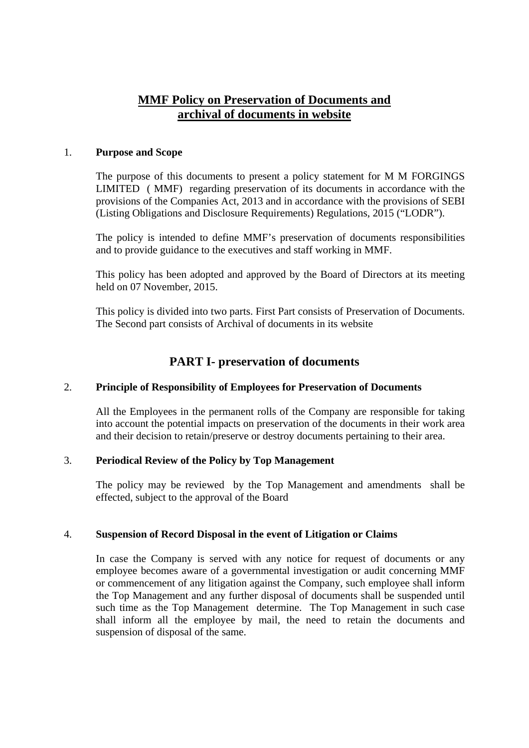# MMF Policy on Preservation of Documents and archival of documents in website

1. **Purpose and Scope**

   The purpose of this documents to present a policy statement for M M FORGINGS LIMITED ( MMF) regarding preservation of its documents in accordance with the provisions of the Companies Act, 2013 and in accordance with the provisions of SEBI (Listing Obligations and Disclosure Requirements) Regulations, 2015 ("LODR").

   The policy is intended to define MMF's preservation of documents responsibilities and to provide guidance to the executives and staff working in MMF.

   This policy has been adopted and approved by the Board of Directors at its meeting held on 07 November, 2015.

   This policy is divided into two parts. First Part consists of Preservation of Documents. The Second part consists of Archival of documents in its website

## PART I- preservation of documents

2. **Principle of Responsibility of Employees for Preservation of Documents**

   All the Employees in the permanent rolls of the Company are responsible for taking into account the potential impacts on preservation of the documents in their work area and their decision to retain/preserve or destroy documents pertaining to their area.

3. **Periodical Review of the Policy by Top Management**

   The policy may be reviewed by the Top Management and amendments shall be effected, subject to the approval of the Board

4. **Suspension of Record Disposal in the event of Litigation or Claims**

   In case the Company is served with any notice for request of documents or any employee becomes aware of a governmental investigation or audit concerning MMF or commencement of any litigation against the Company, such employee shall inform the Top Management and any further disposal of documents shall be suspended until such time as the Top Management determine. The Top Management in such case shall inform all the employee by mail, the need to retain the documents and suspension of disposal of the same.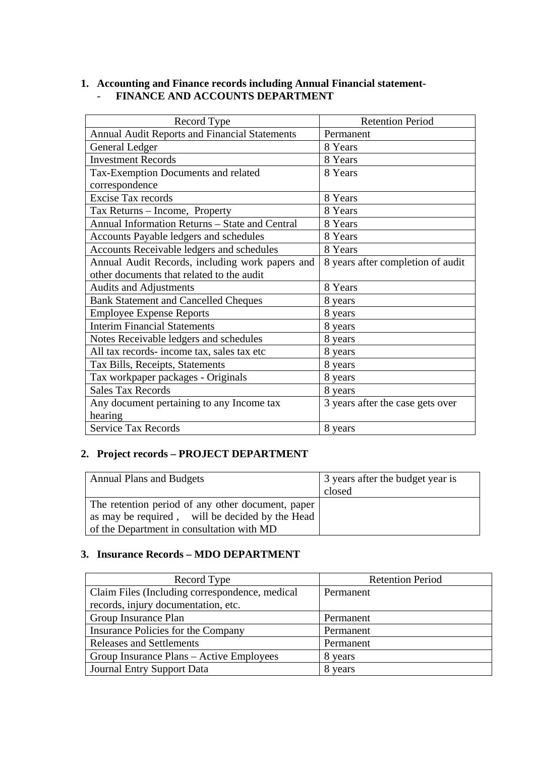1. **Accounting and Finance records including Annual Financial statement-**
   - **FINANCE AND ACCOUNTS DEPARTMENT**

| Record Type | Retention Period |
|---|---|
| Annual Audit Reports and Financial Statements | Permanent |
| General Ledger | 8 Years |
| Investment Records | 8 Years |
| Tax-Exemption Documents and related correspondence | 8 Years |
| Excise Tax records | 8 Years |
| Tax Returns – Income, Property | 8 Years |
| Annual Information Returns – State and Central | 8 Years |
| Accounts Payable ledgers and schedules | 8 Years |
| Accounts Receivable ledgers and schedules | 8 Years |
| Annual Audit Records, including work papers and other documents that related to the audit | 8 years after completion of audit |
| Audits and Adjustments | 8 Years |
| Bank Statement and Cancelled Cheques | 8 years |
| Employee Expense Reports | 8 years |
| Interim Financial Statements | 8 years |
| Notes Receivable ledgers and schedules | 8 years |
| All tax records- income tax, sales tax etc | 8 years |
| Tax Bills, Receipts, Statements | 8 years |
| Tax workpaper packages - Originals | 8 years |
| Sales Tax Records | 8 years |
| Any document pertaining to any Income tax hearing | 3 years after the case gets over |
| Service Tax Records | 8 years |

2. **Project records – PROJECT DEPARTMENT**

| | |
|---|---|
| Annual Plans and Budgets | 3 years after the budget year is closed |
| The retention period of any other document, paper as may be required , will be decided by the Head of the Department in consultation with MD | |

3. **Insurance Records – MDO DEPARTMENT**

| Record Type | Retention Period |
|---|---|
| Claim Files (Including correspondence, medical records, injury documentation, etc. | Permanent |
| Group Insurance Plan | Permanent |
| Insurance Policies for the Company | Permanent |
| Releases and Settlements | Permanent |
| Group Insurance Plans – Active Employees | 8 years |
| Journal Entry Support Data | 8 years |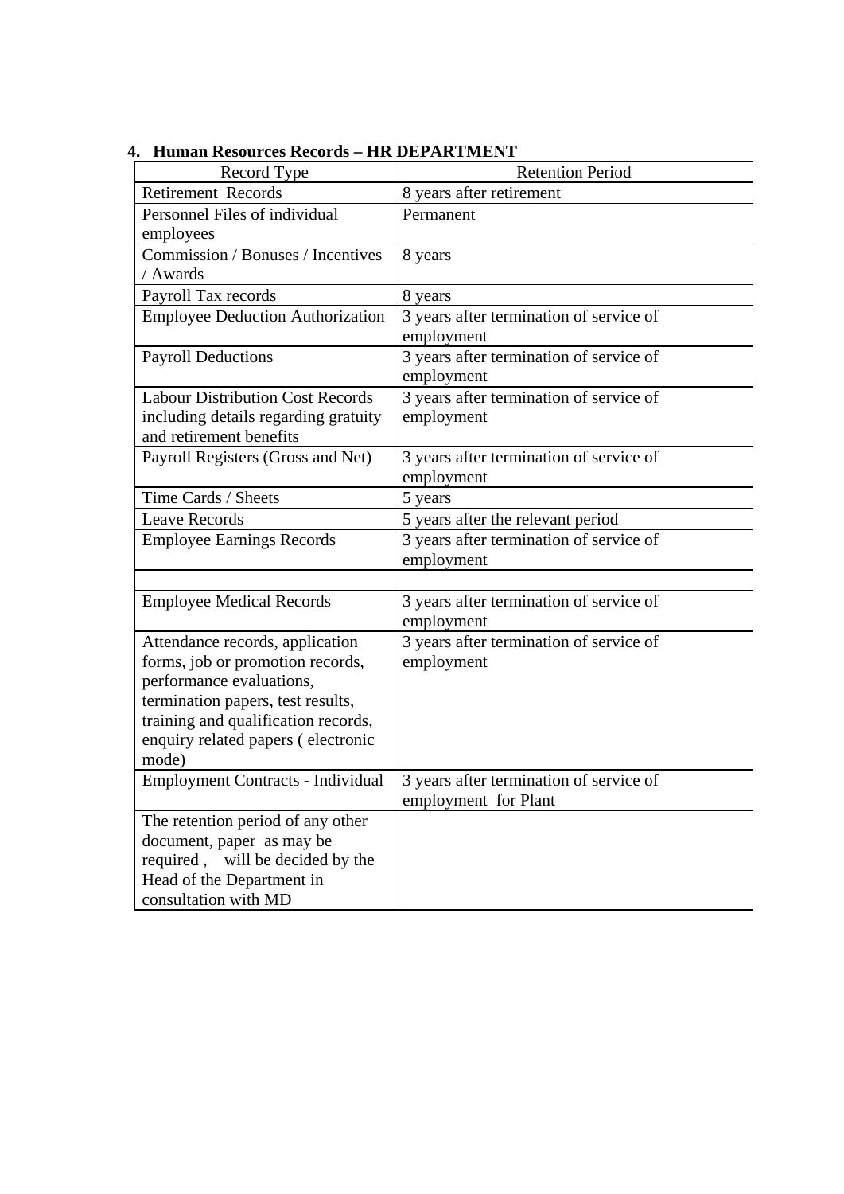**4. Human Resources Records – HR DEPARTMENT**

| Record Type | Retention Period |
|---|---|
| Retirement Records | 8 years after retirement |
| Personnel Files of individual employees | Permanent |
| Commission / Bonuses / Incentives / Awards | 8 years |
| Payroll Tax records | 8 years |
| Employee Deduction Authorization | 3 years after termination of service of employment |
| Payroll Deductions | 3 years after termination of service of employment |
| Labour Distribution Cost Records including details regarding gratuity and retirement benefits | 3 years after termination of service of employment |
| Payroll Registers (Gross and Net) | 3 years after termination of service of employment |
| Time Cards / Sheets | 5 years |
| Leave Records | 5 years after the relevant period |
| Employee Earnings Records | 3 years after termination of service of employment |
| | |
| Employee Medical Records | 3 years after termination of service of employment |
| Attendance records, application forms, job or promotion records, performance evaluations, termination papers, test results, training and qualification records, enquiry related papers ( electronic mode) | 3 years after termination of service of employment |
| Employment Contracts - Individual | 3 years after termination of service of employment for Plant |
| The retention period of any other document, paper as may be required , will be decided by the Head of the Department in consultation with MD | |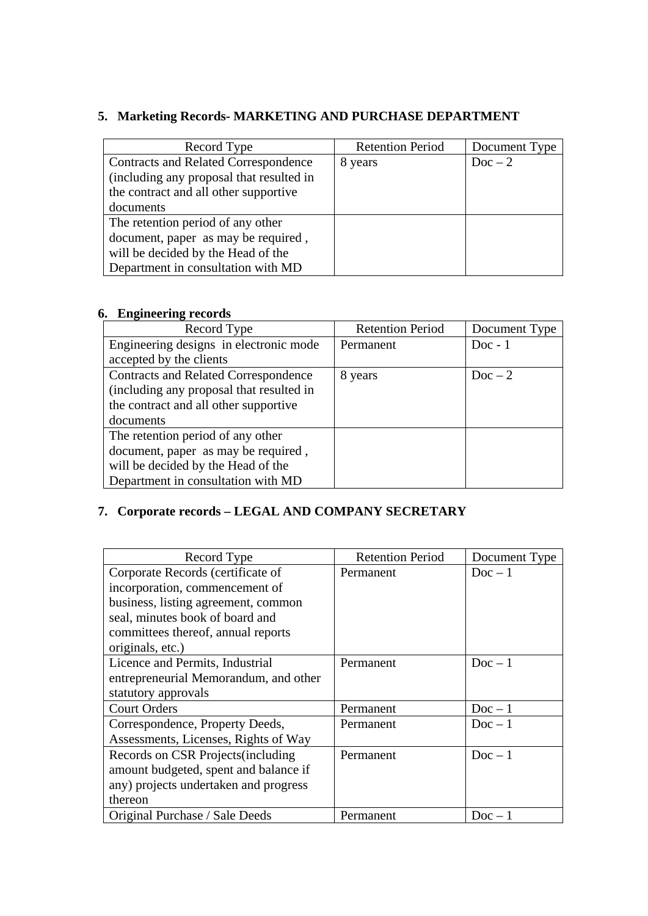## 5. Marketing Records- MARKETING AND PURCHASE DEPARTMENT

| Record Type | Retention Period | Document Type |
|---|---|---|
| Contracts and Related Correspondence (including any proposal that resulted in the contract and all other supportive documents | 8 years | Doc – 2 |
| The retention period of any other document, paper as may be required , will be decided by the Head of the Department in consultation with MD | | |

## 6. Engineering records

| Record Type | Retention Period | Document Type |
|---|---|---|
| Engineering designs in electronic mode accepted by the clients | Permanent | Doc - 1 |
| Contracts and Related Correspondence (including any proposal that resulted in the contract and all other supportive documents | 8 years | Doc – 2 |
| The retention period of any other document, paper as may be required , will be decided by the Head of the Department in consultation with MD | | |

## 7. Corporate records – LEGAL AND COMPANY SECRETARY

| Record Type | Retention Period | Document Type |
|---|---|---|
| Corporate Records (certificate of incorporation, commencement of business, listing agreement, common seal, minutes book of board and committees thereof, annual reports originals, etc.) | Permanent | Doc – 1 |
| Licence and Permits, Industrial entrepreneurial Memorandum, and other statutory approvals | Permanent | Doc – 1 |
| Court Orders | Permanent | Doc – 1 |
| Correspondence, Property Deeds, Assessments, Licenses, Rights of Way | Permanent | Doc – 1 |
| Records on CSR Projects(including amount budgeted, spent and balance if any) projects undertaken and progress thereon | Permanent | Doc – 1 |
| Original Purchase / Sale Deeds | Permanent | Doc – 1 |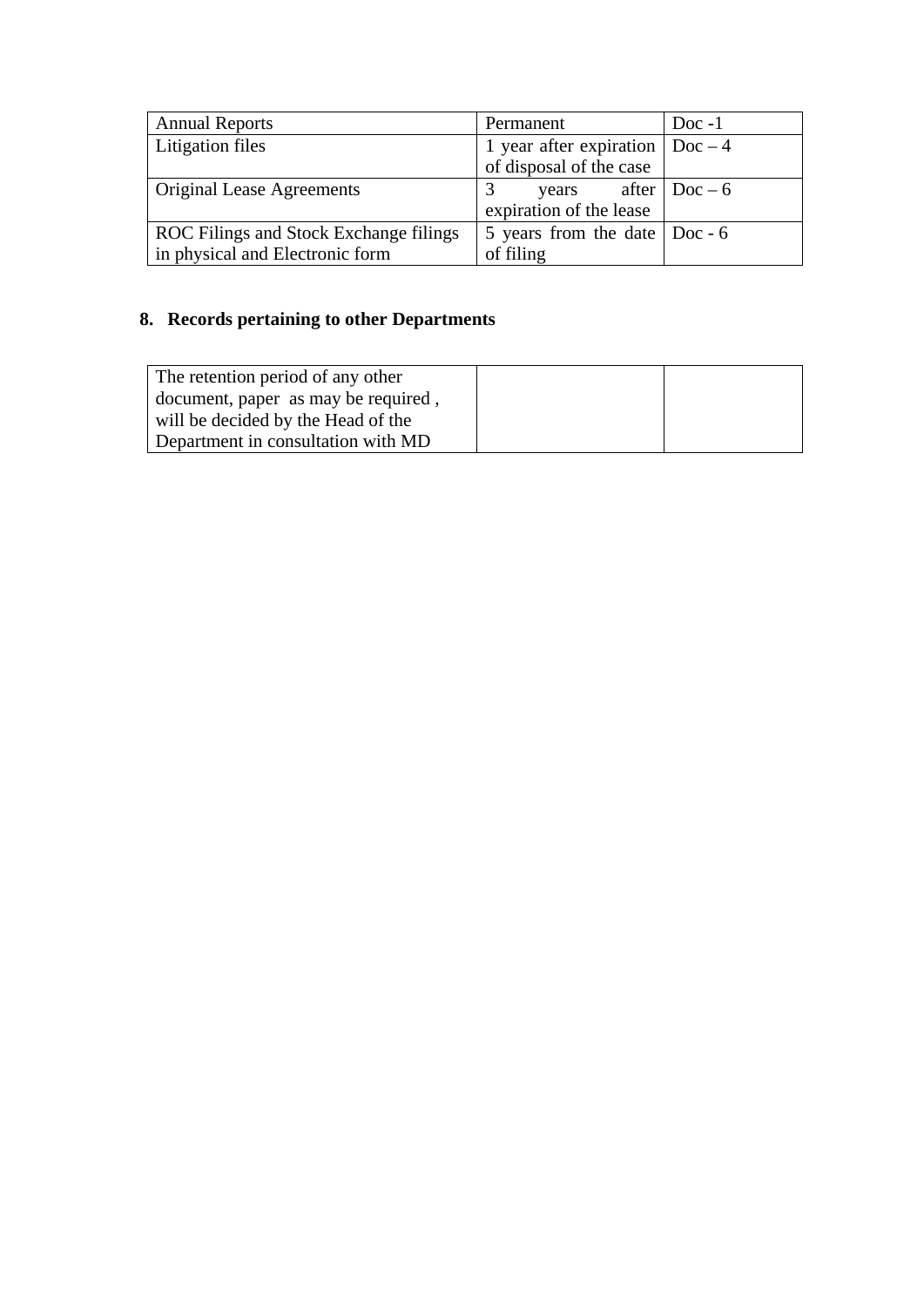| | | |
|---|---|---|
| Annual Reports | Permanent | Doc -1 |
| Litigation files | 1 year after expiration of disposal of the case | Doc – 4 |
| Original Lease Agreements | 3 years after expiration of the lease | Doc – 6 |
| ROC Filings and Stock Exchange filings in physical and Electronic form | 5 years from the date of filing | Doc - 6 |

## 8. Records pertaining to other Departments

| | | |
|---|---|---|
| The retention period of any other document, paper as may be required , will be decided by the Head of the Department in consultation with MD | | |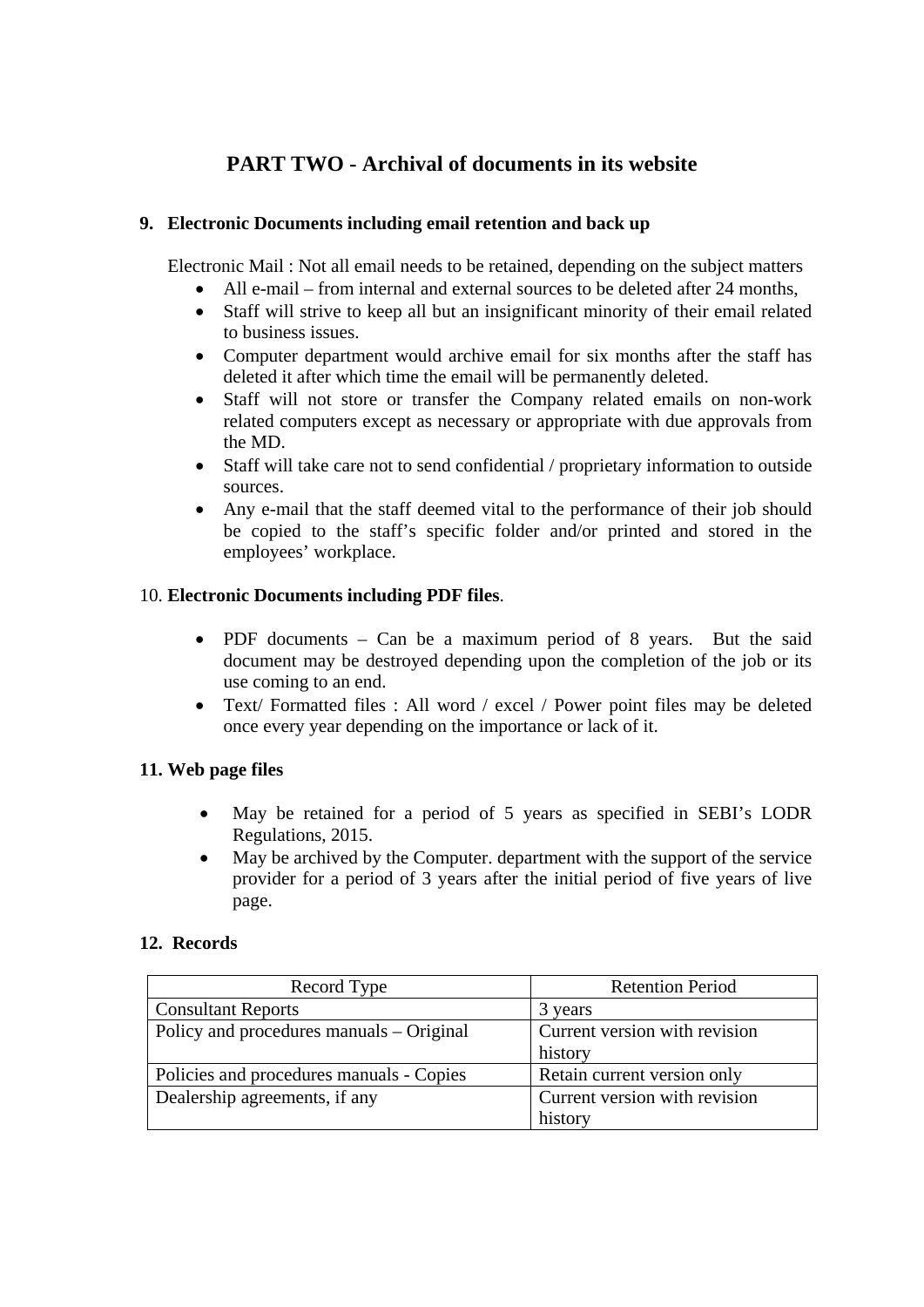# PART TWO - Archival of documents in its website

**9. Electronic Documents including email retention and back up**

Electronic Mail : Not all email needs to be retained, depending on the subject matters

- All e-mail – from internal and external sources to be deleted after 24 months,
- Staff will strive to keep all but an insignificant minority of their email related to business issues.
- Computer department would archive email for six months after the staff has deleted it after which time the email will be permanently deleted.
- Staff will not store or transfer the Company related emails on non-work related computers except as necessary or appropriate with due approvals from the MD.
- Staff will take care not to send confidential / proprietary information to outside sources.
- Any e-mail that the staff deemed vital to the performance of their job should be copied to the staff's specific folder and/or printed and stored in the employees' workplace.

10. **Electronic Documents including PDF files**.

- PDF documents – Can be a maximum period of 8 years. But the said document may be destroyed depending upon the completion of the job or its use coming to an end.
- Text/ Formatted files : All word / excel / Power point files may be deleted once every year depending on the importance or lack of it.

**11. Web page files**

- May be retained for a period of 5 years as specified in SEBI's LODR Regulations, 2015.
- May be archived by the Computer. department with the support of the service provider for a period of 3 years after the initial period of five years of live page.

**12. Records**

| Record Type | Retention Period |
|---|---|
| Consultant Reports | 3 years |
| Policy and procedures manuals – Original | Current version with revision history |
| Policies and procedures manuals - Copies | Retain current version only |
| Dealership agreements, if any | Current version with revision history |